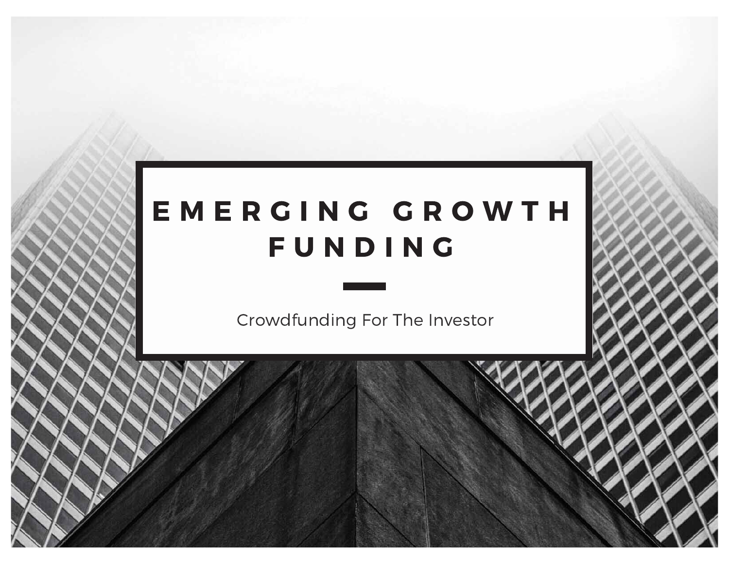# EMERGING GROWTH FUNDING

Crowdfunding For The Investor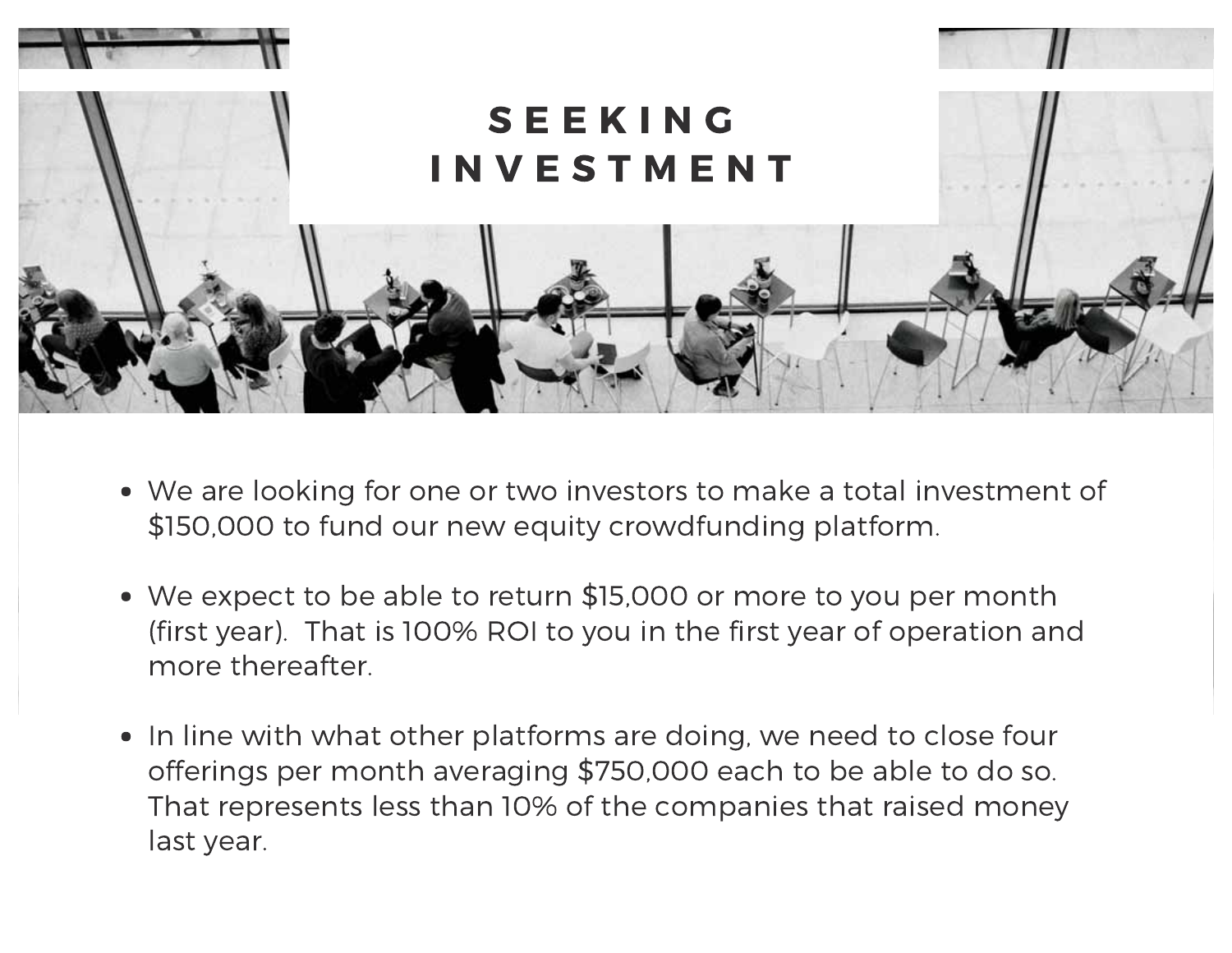# SEEKING INVESTMENT

- We are looking for one or two investors to make a total investment of $150,000 to fund our new equity crowdfunding platform.

- We expect to be able to return $15,000 or more to you per month (first year). That is 100% ROI to you in the first year of operation and more thereafter.

- In line with what other platforms are doing, we need to close four offerings per month averaging $750,000 each to be able to do so. That represents less than 10% of the companies that raised money last year.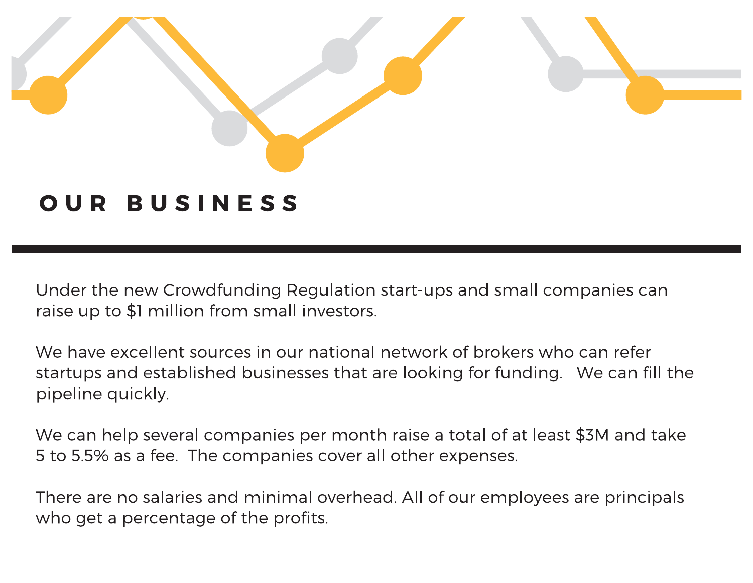# OUR BUSINESS

Under the new Crowdfunding Regulation start-ups and small companies can raise up to $1 million from small investors.

We have excellent sources in our national network of brokers who can refer startups and established businesses that are looking for funding.   We can fill the pipeline quickly.

We can help several companies per month raise a total of at least $3M and take 5 to 5.5% as a fee.  The companies cover all other expenses.

There are no salaries and minimal overhead. All of our employees are principals who get a percentage of the profits.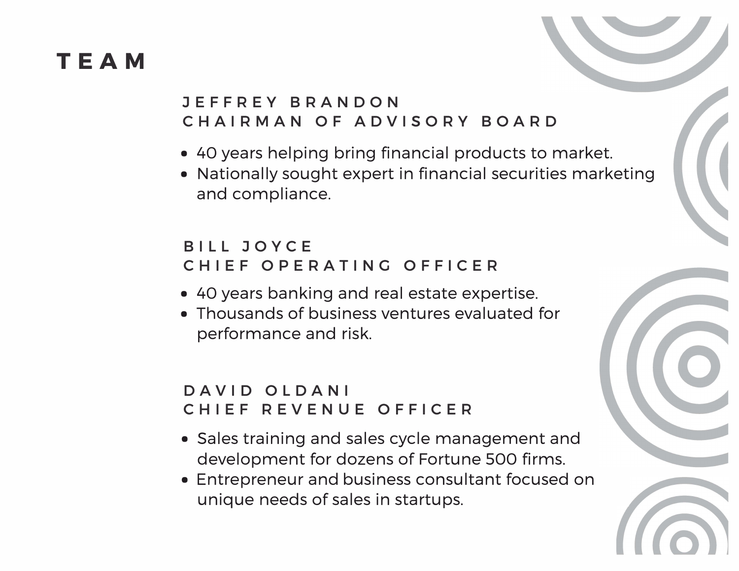# TEAM

### JEFFREY BRANDON
### CHAIRMAN OF ADVISORY BOARD

- 40 years helping bring financial products to market.
- Nationally sought expert in financial securities marketing and compliance.

### BILL JOYCE
### CHIEF OPERATING OFFICER

- 40 years banking and real estate expertise.
- Thousands of business ventures evaluated for performance and risk.

### DAVID OLDANI
### CHIEF REVENUE OFFICER

- Sales training and sales cycle management and development for dozens of Fortune 500 firms.
- Entrepreneur and business consultant focused on unique needs of sales in startups.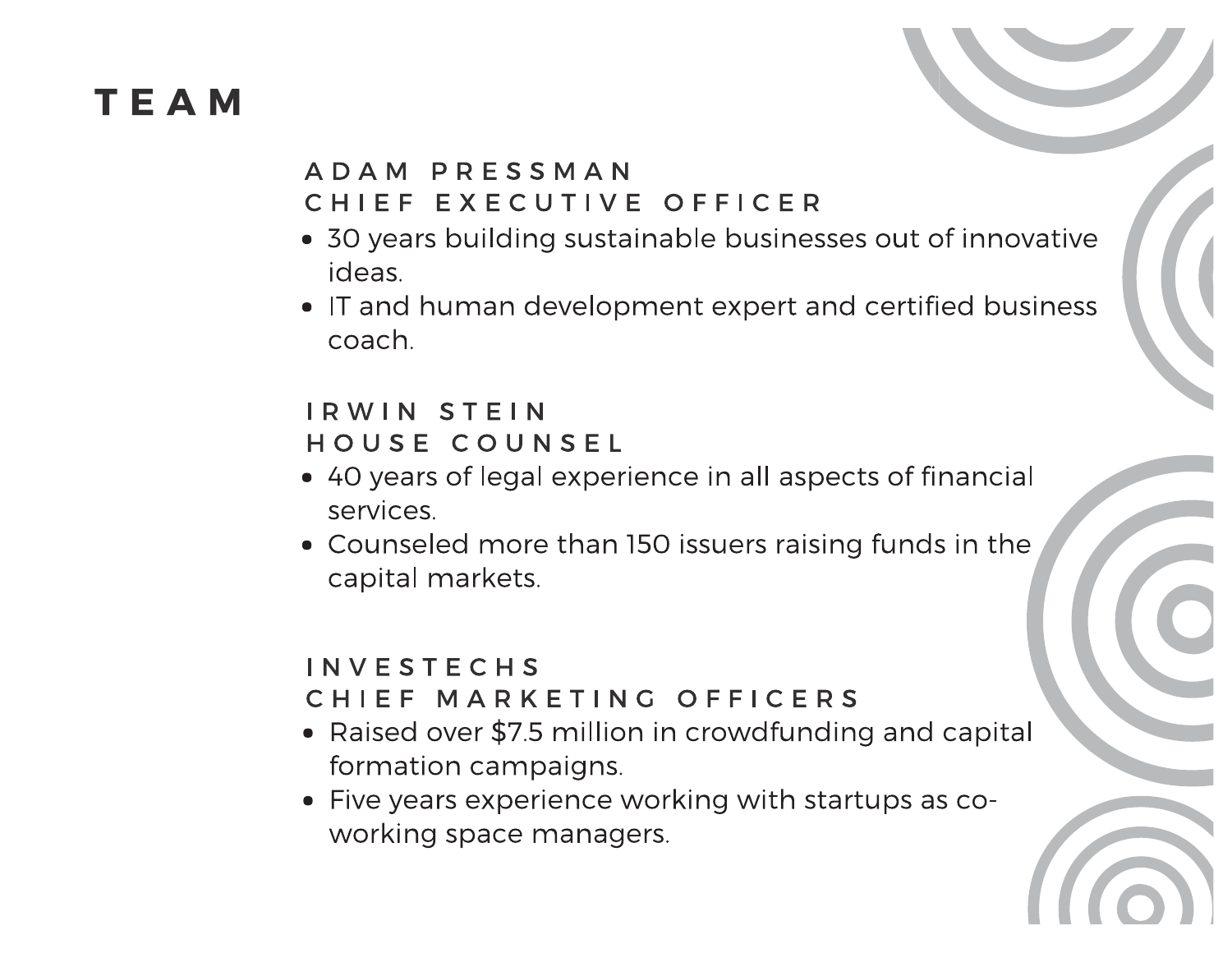# TEAM

### ADAM PRESSMAN
### CHIEF EXECUTIVE OFFICER

- 30 years building sustainable businesses out of innovative ideas.
- IT and human development expert and certified business coach.

### IRWIN STEIN
### HOUSE COUNSEL

- 40 years of legal experience in all aspects of financial services.
- Counseled more than 150 issuers raising funds in the capital markets.

### INVESTECHS
### CHIEF MARKETING OFFICERS

- Raised over $7.5 million in crowdfunding and capital formation campaigns.
- Five years experience working with startups as co-working space managers.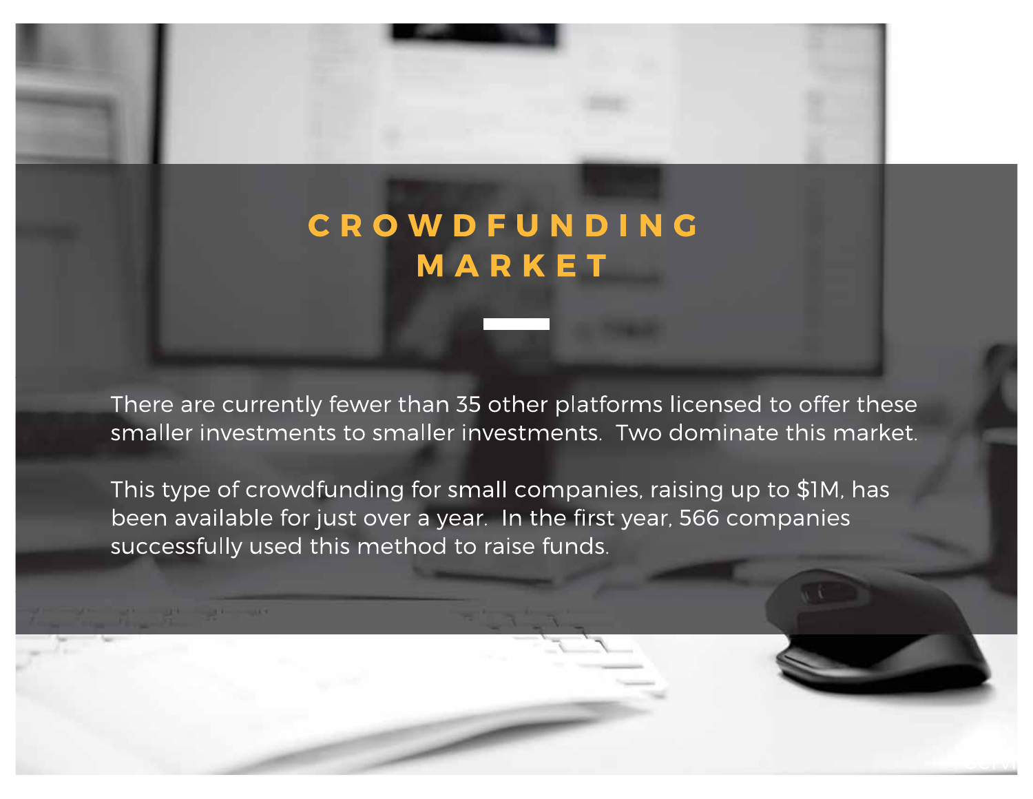# CROWDFUNDING MARKET

There are currently fewer than 35 other platforms licensed to offer these smaller investments to smaller investments.  Two dominate this market.

This type of crowdfunding for small companies, raising up to $1M, has been available for just over a year.  In the first year, 566 companies successfully used this method to raise funds.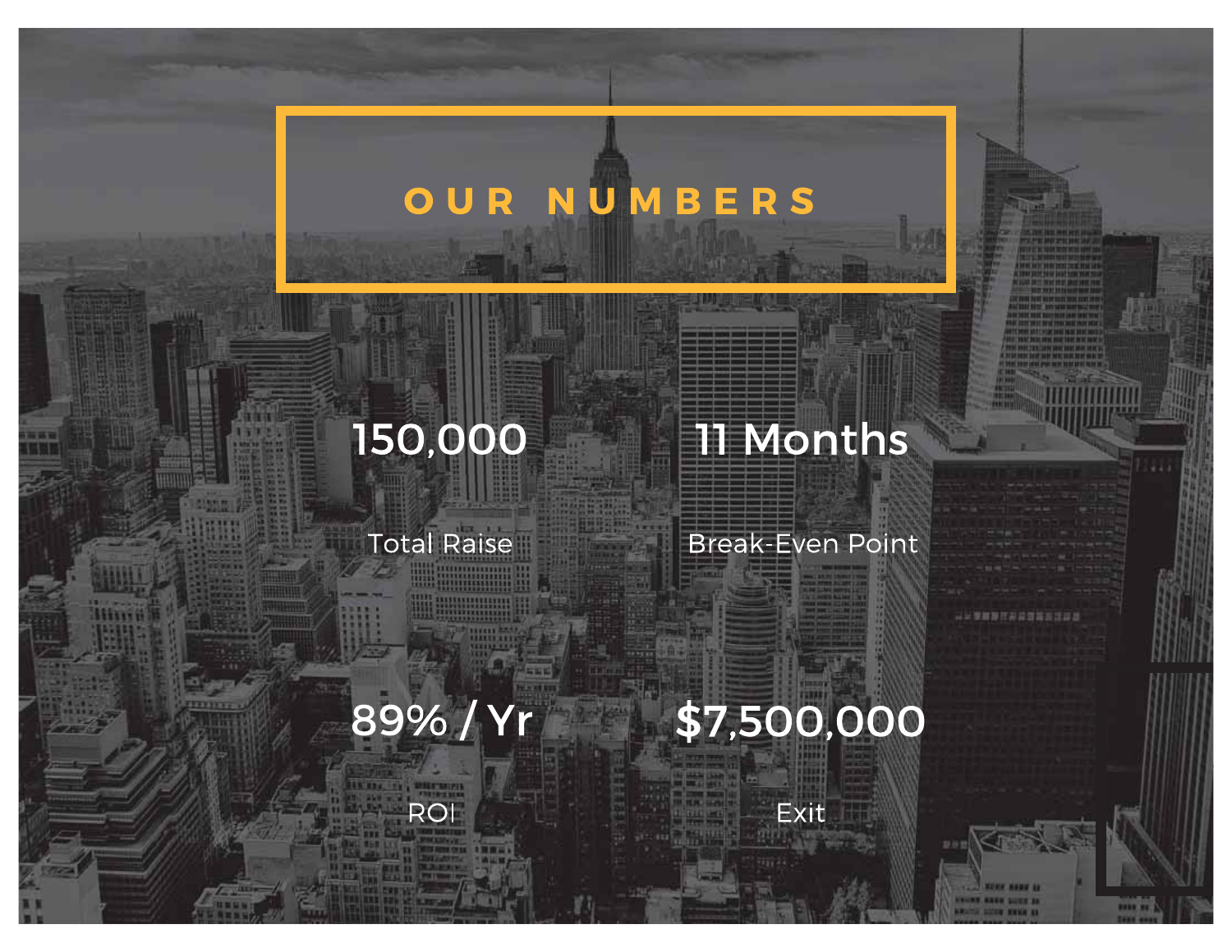# OUR NUMBERS

150,000

Total Raise

11 Months

Break-Even Point

89% / Yr

ROI

$7,500,000

Exit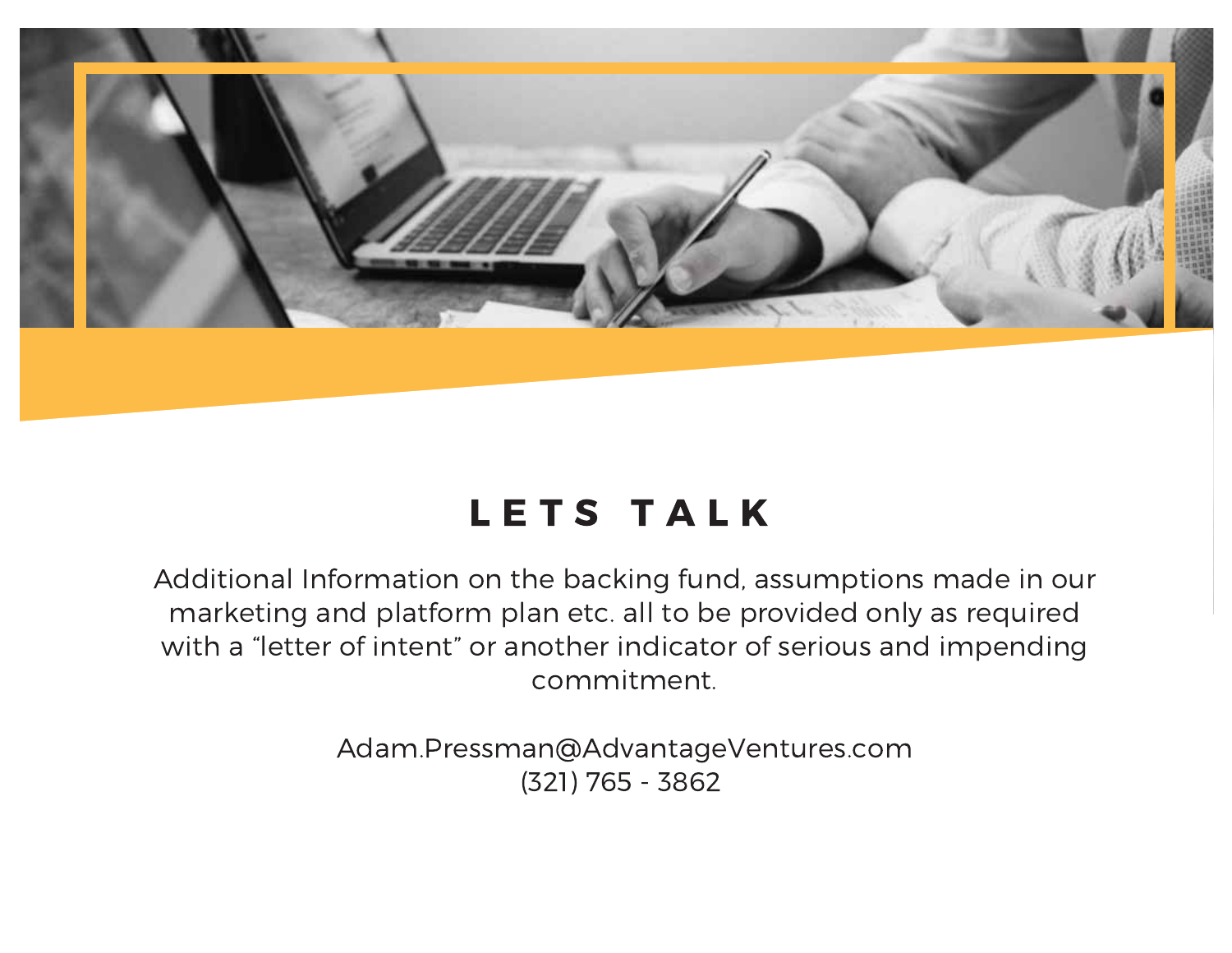## LETS TALK

Additional Information on the backing fund, assumptions made in our marketing and platform plan etc. all to be provided only as required with a “letter of intent” or another indicator of serious and impending commitment.

Adam.Pressman@AdvantageVentures.com
(321) 765 - 3862